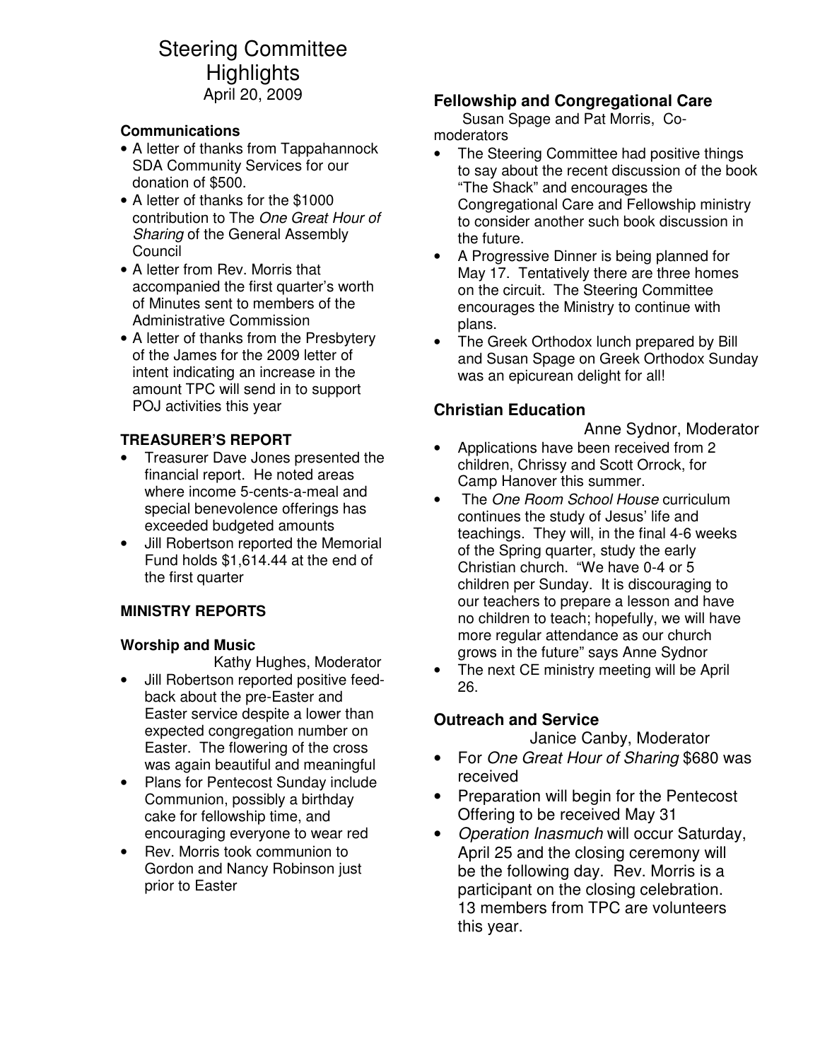# Steering Committee Highlights

April 20, 2009

### Communications

- A letter of thanks from Tappahannock SDA Community Services for our donation of $500.
- A letter of thanks for the $1000 contribution to The *One Great Hour of Sharing* of the General Assembly Council
- A letter from Rev. Morris that accompanied the first quarter's worth of Minutes sent to members of the Administrative Commission
- A letter of thanks from the Presbytery of the James for the 2009 letter of intent indicating an increase in the amount TPC will send in to support POJ activities this year

### TREASURER'S REPORT

- Treasurer Dave Jones presented the financial report. He noted areas where income 5-cents-a-meal and special benevolence offerings has exceeded budgeted amounts
- Jill Robertson reported the Memorial Fund holds $1,614.44 at the end of the first quarter

### MINISTRY REPORTS

#### Worship and Music

Kathy Hughes, Moderator

- Jill Robertson reported positive feed-back about the pre-Easter and Easter service despite a lower than expected congregation number on Easter. The flowering of the cross was again beautiful and meaningful
- Plans for Pentecost Sunday include Communion, possibly a birthday cake for fellowship time, and encouraging everyone to wear red
- Rev. Morris took communion to Gordon and Nancy Robinson just prior to Easter

### Fellowship and Congregational Care

Susan Spage and Pat Morris, Co-moderators

- The Steering Committee had positive things to say about the recent discussion of the book "The Shack" and encourages the Congregational Care and Fellowship ministry to consider another such book discussion in the future.
- A Progressive Dinner is being planned for May 17. Tentatively there are three homes on the circuit. The Steering Committee encourages the Ministry to continue with plans.
- The Greek Orthodox lunch prepared by Bill and Susan Spage on Greek Orthodox Sunday was an epicurean delight for all!

### Christian Education

Anne Sydnor, Moderator

- Applications have been received from 2 children, Chrissy and Scott Orrock, for Camp Hanover this summer.
- The *One Room School House* curriculum continues the study of Jesus' life and teachings. They will, in the final 4-6 weeks of the Spring quarter, study the early Christian church. "We have 0-4 or 5 children per Sunday. It is discouraging to our teachers to prepare a lesson and have no children to teach; hopefully, we will have more regular attendance as our church grows in the future" says Anne Sydnor
- The next CE ministry meeting will be April 26.

### Outreach and Service

Janice Canby, Moderator

- For *One Great Hour of Sharing* $680 was received
- Preparation will begin for the Pentecost Offering to be received May 31
- *Operation Inasmuch* will occur Saturday, April 25 and the closing ceremony will be the following day. Rev. Morris is a participant on the closing celebration. 13 members from TPC are volunteers this year.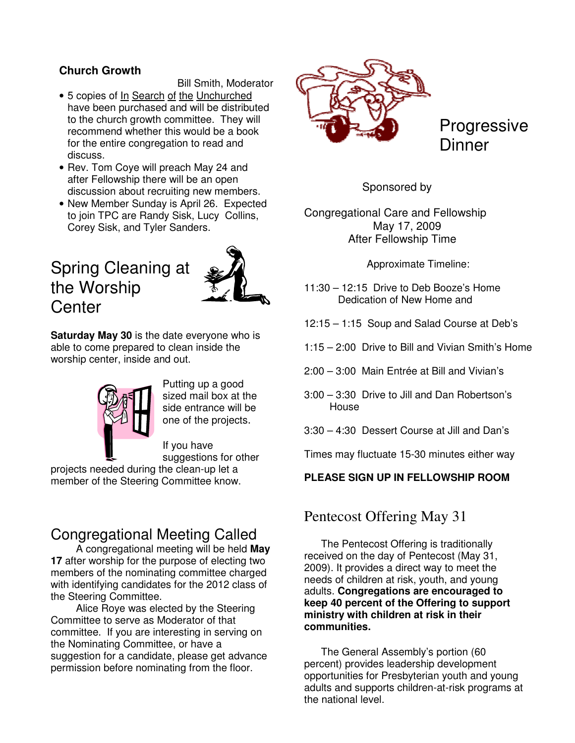## Church Growth

Bill Smith, Moderator

- 5 copies of In Search of the Unchurched have been purchased and will be distributed to the church growth committee. They will recommend whether this would be a book for the entire congregation to read and discuss.
- Rev. Tom Coye will preach May 24 and after Fellowship there will be an open discussion about recruiting new members.
- New Member Sunday is April 26. Expected to join TPC are Randy Sisk, Lucy Collins, Corey Sisk, and Tyler Sanders.

# Spring Cleaning at the Worship Center

**Saturday May 30** is the date everyone who is able to come prepared to clean inside the worship center, inside and out.

Putting up a good sized mail box at the side entrance will be one of the projects.

If you have suggestions for other projects needed during the clean-up let a member of the Steering Committee know.

# Congregational Meeting Called

A congregational meeting will be held **May 17** after worship for the purpose of electing two members of the nominating committee charged with identifying candidates for the 2012 class of the Steering Committee.

Alice Roye was elected by the Steering Committee to serve as Moderator of that committee. If you are interesting in serving on the Nominating Committee, or have a suggestion for a candidate, please get advance permission before nominating from the floor.

# Progressive Dinner

Sponsored by

Congregational Care and Fellowship
May 17, 2009
After Fellowship Time

Approximate Timeline:

11:30 – 12:15 Drive to Deb Booze's Home
Dedication of New Home and

12:15 – 1:15 Soup and Salad Course at Deb's

1:15 – 2:00 Drive to Bill and Vivian Smith's Home

2:00 – 3:00 Main Entrée at Bill and Vivian's

3:00 – 3:30 Drive to Jill and Dan Robertson's House

3:30 – 4:30 Dessert Course at Jill and Dan's

Times may fluctuate 15-30 minutes either way

**PLEASE SIGN UP IN FELLOWSHIP ROOM**

## Pentecost Offering May 31

The Pentecost Offering is traditionally received on the day of Pentecost (May 31, 2009). It provides a direct way to meet the needs of children at risk, youth, and young adults. **Congregations are encouraged to keep 40 percent of the Offering to support ministry with children at risk in their communities.**

The General Assembly's portion (60 percent) provides leadership development opportunities for Presbyterian youth and young adults and supports children-at-risk programs at the national level.